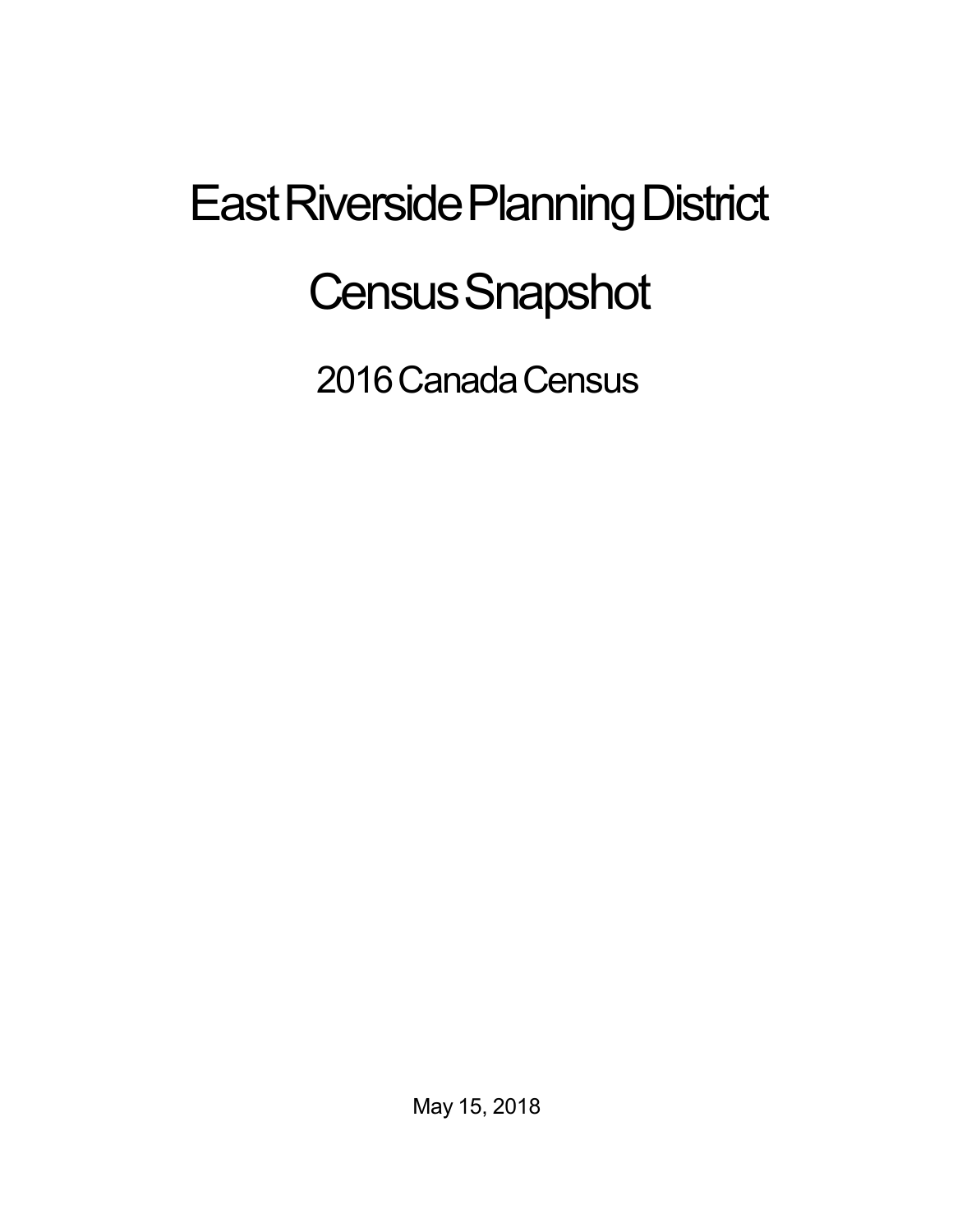# East Riverside Planning District

# Census Snapshot

## 2016 Canada Census

May 15, 2018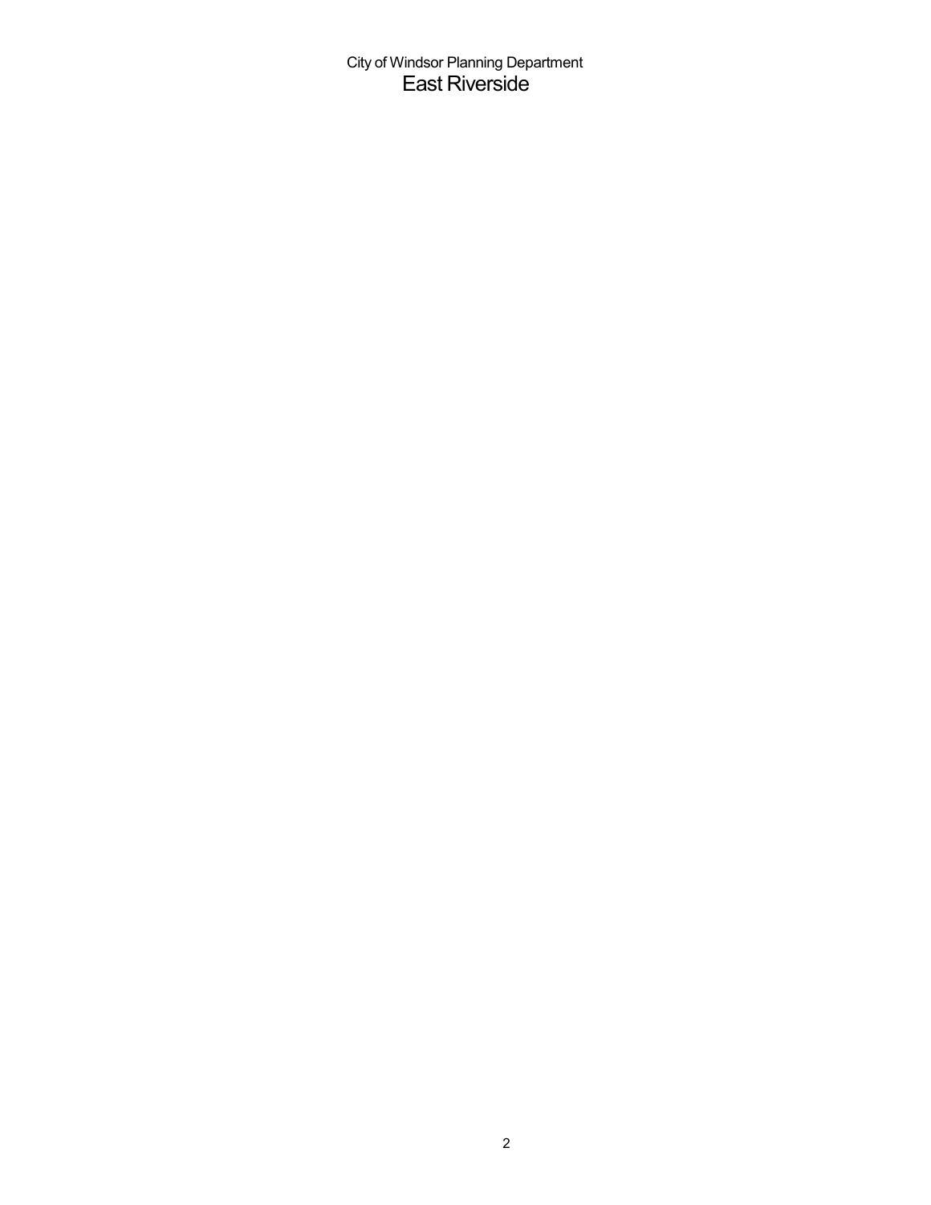City of Windsor Planning Department

# East Riverside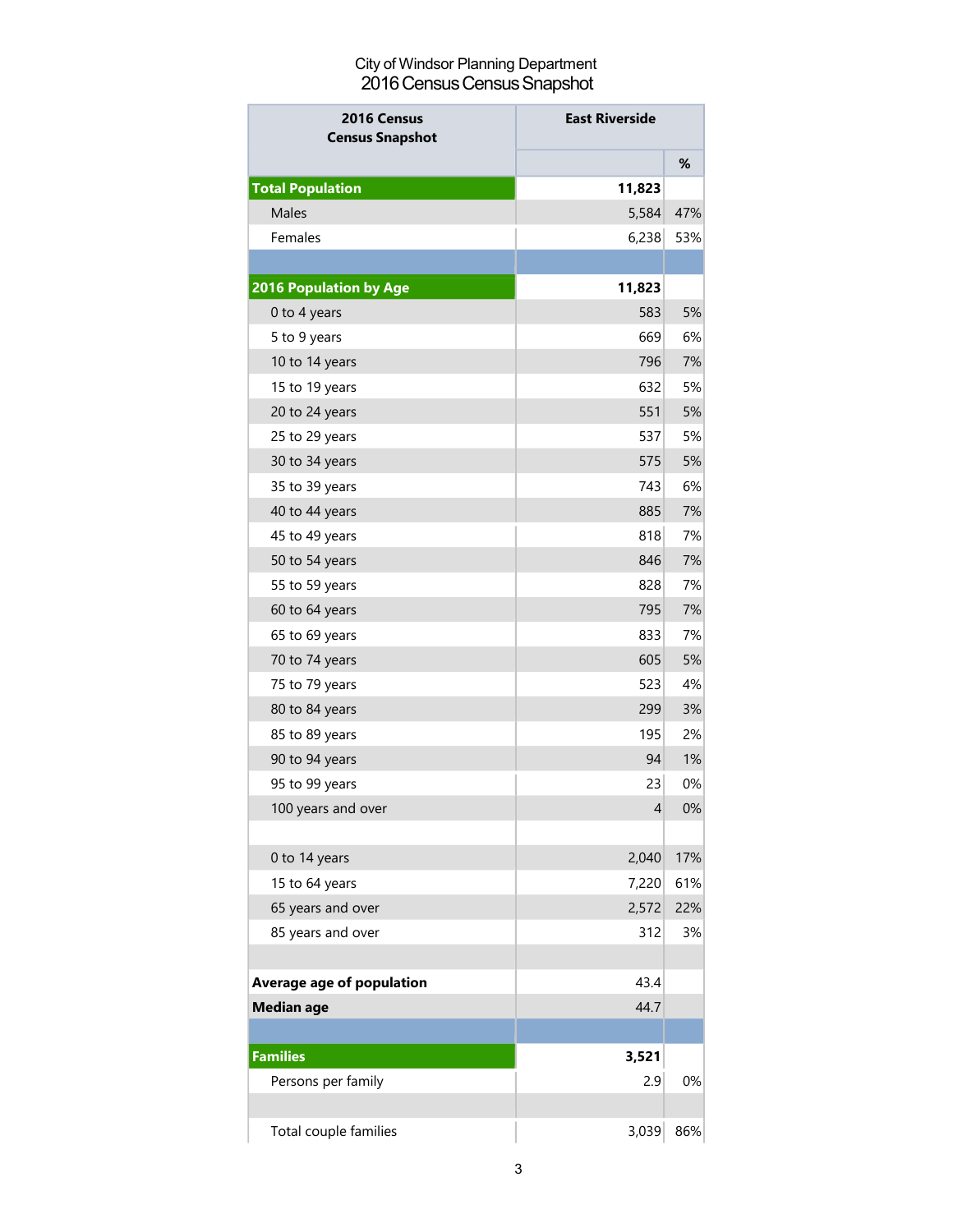City of Windsor Planning Department
2016 Census Census Snapshot

| 2016 Census Census Snapshot | East Riverside | |
|---|---|---|
| | | % |
| **Total Population** | **11,823** | |
| Males | 5,584 | 47% |
| Females | 6,238 | 53% |
| | | |
| **2016 Population by Age** | **11,823** | |
| 0 to 4 years | 583 | 5% |
| 5 to 9 years | 669 | 6% |
| 10 to 14 years | 796 | 7% |
| 15 to 19 years | 632 | 5% |
| 20 to 24 years | 551 | 5% |
| 25 to 29 years | 537 | 5% |
| 30 to 34 years | 575 | 5% |
| 35 to 39 years | 743 | 6% |
| 40 to 44 years | 885 | 7% |
| 45 to 49 years | 818 | 7% |
| 50 to 54 years | 846 | 7% |
| 55 to 59 years | 828 | 7% |
| 60 to 64 years | 795 | 7% |
| 65 to 69 years | 833 | 7% |
| 70 to 74 years | 605 | 5% |
| 75 to 79 years | 523 | 4% |
| 80 to 84 years | 299 | 3% |
| 85 to 89 years | 195 | 2% |
| 90 to 94 years | 94 | 1% |
| 95 to 99 years | 23 | 0% |
| 100 years and over | 4 | 0% |
| | | |
| 0 to 14 years | 2,040 | 17% |
| 15 to 64 years | 7,220 | 61% |
| 65 years and over | 2,572 | 22% |
| 85 years and over | 312 | 3% |
| | | |
| **Average age of population** | 43.4 | |
| **Median age** | 44.7 | |
| | | |
| **Families** | **3,521** | |
| Persons per family | 2.9 | 0% |
| | | |
| Total couple families | 3,039 | 86% |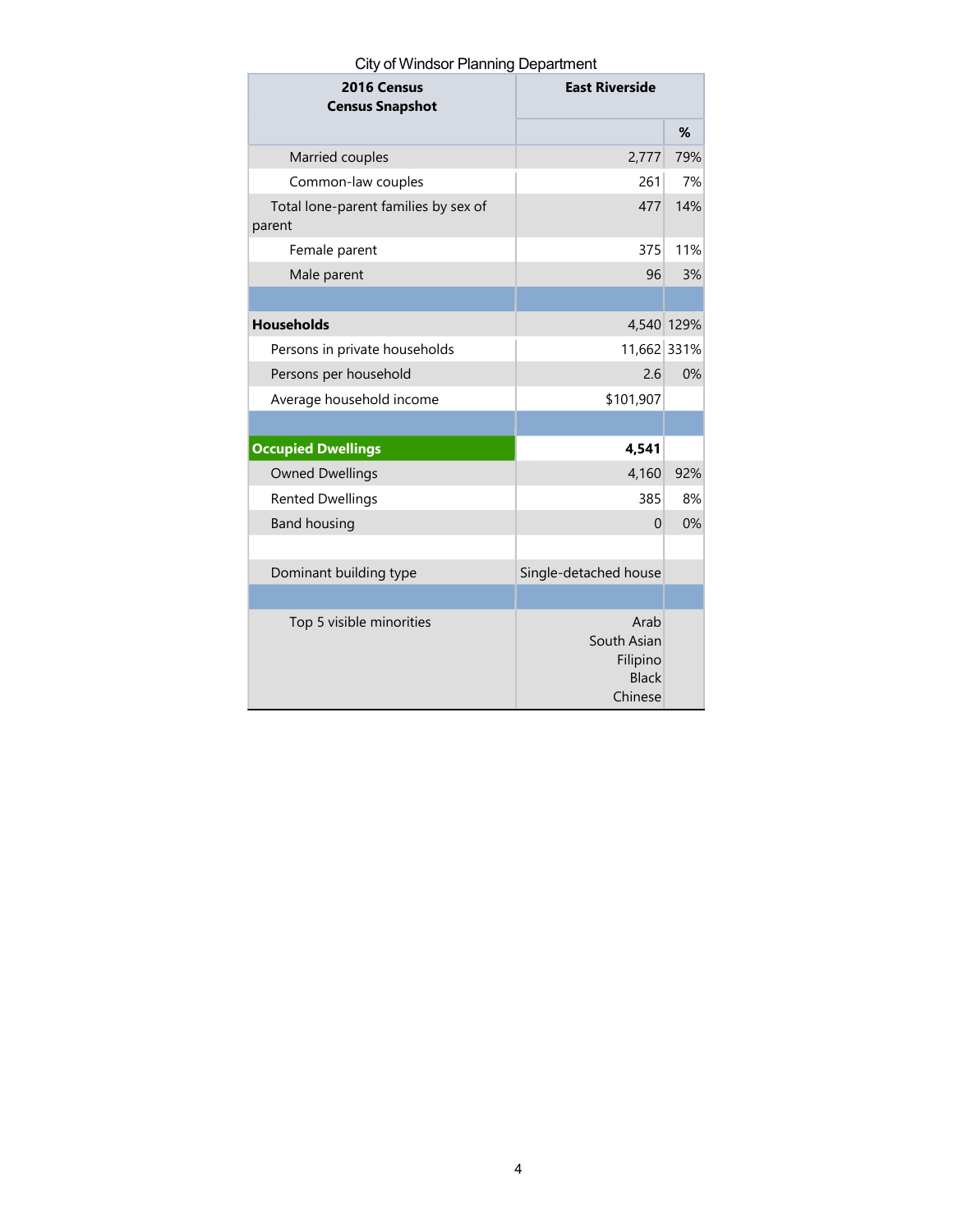City of Windsor Planning Department

| 2016 Census Census Snapshot | East Riverside | |
|---|---|---|
| | | % |
| Married couples | 2,777 | 79% |
| Common-law couples | 261 | 7% |
| Total lone-parent families by sex of parent | 477 | 14% |
| Female parent | 375 | 11% |
| Male parent | 96 | 3% |
| | | |
| **Households** | 4,540 | 129% |
| Persons in private households | 11,662 | 331% |
| Persons per household | 2.6 | 0% |
| Average household income | $101,907 | |
| | | |
| **Occupied Dwellings** | **4,541** | |
| Owned Dwellings | 4,160 | 92% |
| Rented Dwellings | 385 | 8% |
| Band housing | 0 | 0% |
| | | |
| Dominant building type | Single-detached house | |
| | | |
| Top 5 visible minorities | Arab<br>South Asian<br>Filipino<br>Black<br>Chinese | |